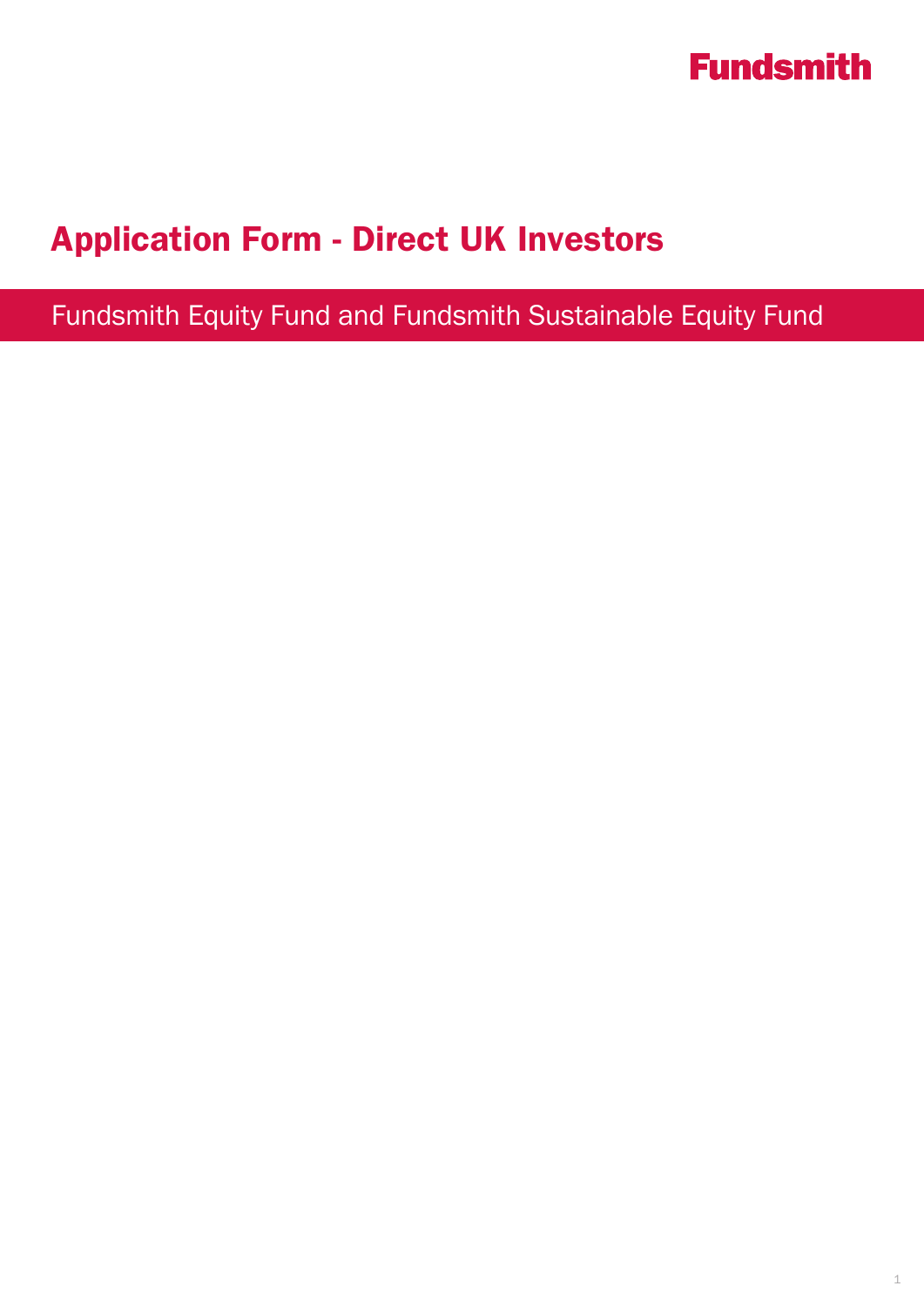Fundsmith

# Application Form - Direct UK Investors

## Fundsmith Equity Fund and Fundsmith Sustainable Equity Fund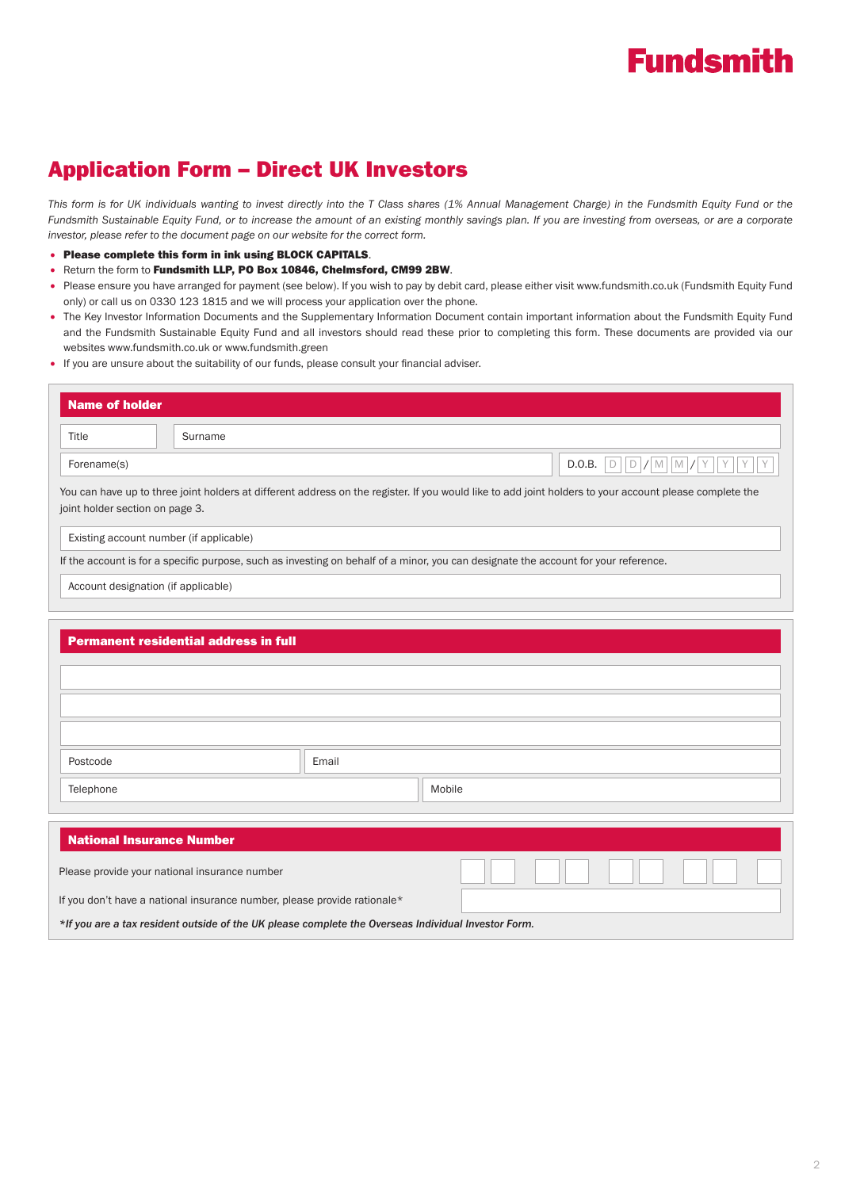Fundsmith

# Application Form – Direct UK Investors

*This form is for UK individuals wanting to invest directly into the T Class shares (1% Annual Management Charge) in the Fundsmith Equity Fund or the Fundsmith Sustainable Equity Fund, or to increase the amount of an existing monthly savings plan. If you are investing from overseas, or are a corporate investor, please refer to the document page on our website for the correct form.*

- **Please complete this form in ink using BLOCK CAPITALS**.
- Return the form to **Fundsmith LLP, PO Box 10846, Chelmsford, CM99 2BW**.
- Please ensure you have arranged for payment (see below). If you wish to pay by debit card, please either visit www.fundsmith.co.uk (Fundsmith Equity Fund only) or call us on 0330 123 1815 and we will process your application over the phone.
- The Key Investor Information Documents and the Supplementary Information Document contain important information about the Fundsmith Equity Fund and the Fundsmith Sustainable Equity Fund and all investors should read these prior to completing this form. These documents are provided via our websites www.fundsmith.co.uk or www.fundsmith.green
- If you are unsure about the suitability of our funds, please consult your financial adviser.

## Name of holder

| Title | Surname |
|---|---|
| Forename(s) | D.O.B. DD/MM/YYYY |

You can have up to three joint holders at different address on the register. If you would like to add joint holders to your account please complete the joint holder section on page 3.

Existing account number (if applicable)

If the account is for a specific purpose, such as investing on behalf of a minor, you can designate the account for your reference.

Account designation (if applicable)

## Permanent residential address in full

| | |
|---|---|
| | |
| | |
| | |
| Postcode | Email |
| Telephone | Mobile |

## National Insurance Number

Please provide your national insurance number

If you don't have a national insurance number, please provide rationale*

***If you are a tax resident outside of the UK please complete the Overseas Individual Investor Form.***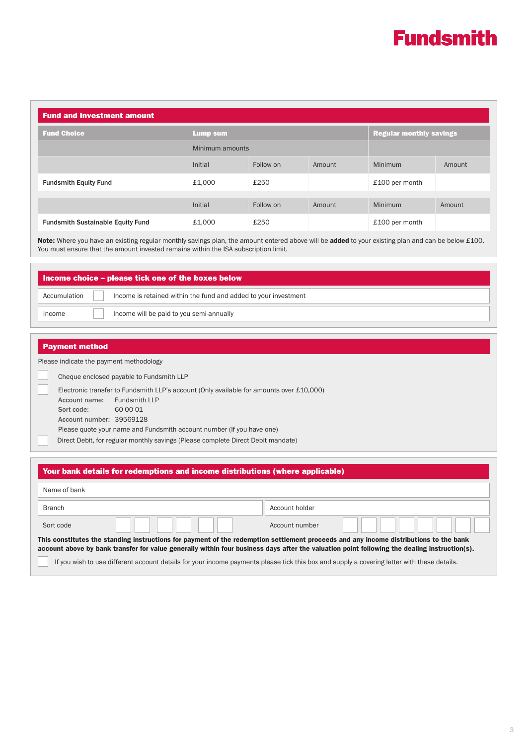**Fundsmith**

## Fund and Investment amount

| Fund Choice | Lump sum | | | Regular monthly savings | |
|---|---|---|---|---|---|
| | Minimum amounts | | | | |
| | Initial | Follow on | Amount | Minimum | Amount |
| **Fundsmith Equity Fund** | £1,000 | £250 | | £100 per month | |
| | Initial | Follow on | Amount | Minimum | Amount |
| **Fundsmith Sustainable Equity Fund** | £1,000 | £250 | | £100 per month | |

**Note:** Where you have an existing regular monthly savings plan, the amount entered above will be **added** to your existing plan and can be below £100. You must ensure that the amount invested remains within the ISA subscription limit.

## Income choice – please tick one of the boxes below

| | | |
|---|---|---|
| Accumulation | ☐ | Income is retained within the fund and added to your investment |
| Income | ☐ | Income will be paid to you semi-annually |

## Payment method

Please indicate the payment methodology

☐ Cheque enclosed payable to Fundsmith LLP

☐ Electronic transfer to Fundsmith LLP's account (Only available for amounts over £10,000)
**Account name:** Fundsmith LLP
**Sort code:** 60-00-01
**Account number:** 39569128
Please quote your name and Fundsmith account number (If you have one)

☐ Direct Debit, for regular monthly savings (Please complete Direct Debit mandate)

## Your bank details for redemptions and income distributions (where applicable)

Name of bank

| | |
|---|---|
| Branch | Account holder |
| Sort code ☐☐ ☐☐ ☐☐ | Account number ☐☐☐☐☐☐☐☐ |

**This constitutes the standing instructions for payment of the redemption settlement proceeds and any income distributions to the bank account above by bank transfer for value generally within four business days after the valuation point following the dealing instruction(s).**

☐ If you wish to use different account details for your income payments please tick this box and supply a covering letter with these details.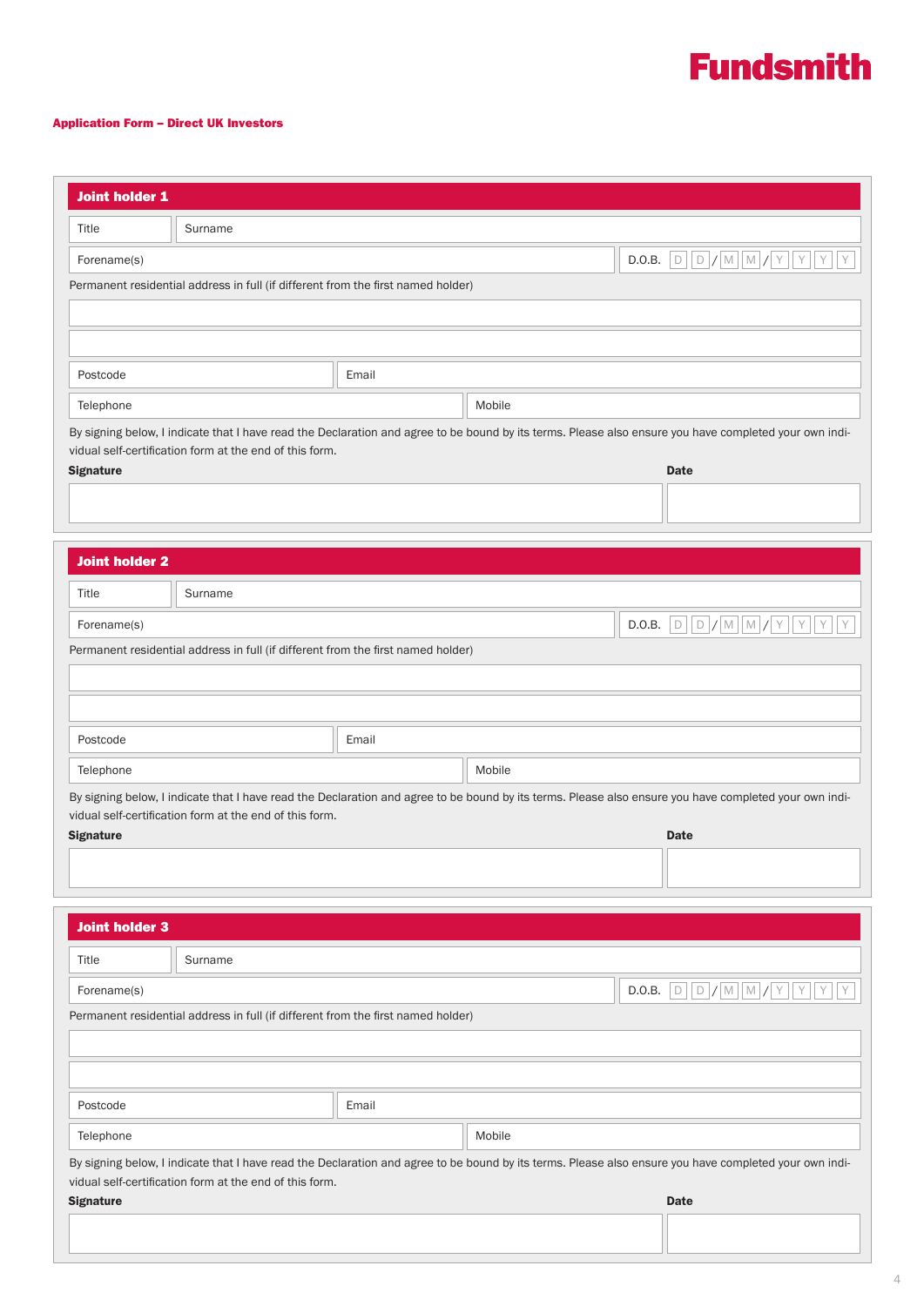# Fundsmith

**Application Form – Direct UK Investors**

## Joint holder 1

| Title | Surname |
|---|---|

| Forename(s) | D.O.B. D D / M M / Y Y Y Y |
|---|---|

Permanent residential address in full (if different from the first named holder)

| |
|---|
| |
| |

| Postcode | Email |
|---|---|

| Telephone | Mobile |
|---|---|

By signing below, I indicate that I have read the Declaration and agree to be bound by its terms. Please also ensure you have completed your own individual self-certification form at the end of this form.

| **Signature** | **Date** |
|---|---|
| | |

## Joint holder 2

| Title | Surname |
|---|---|

| Forename(s) | D.O.B. D D / M M / Y Y Y Y |
|---|---|

Permanent residential address in full (if different from the first named holder)

| |
|---|
| |
| |

| Postcode | Email |
|---|---|

| Telephone | Mobile |
|---|---|

By signing below, I indicate that I have read the Declaration and agree to be bound by its terms. Please also ensure you have completed your own individual self-certification form at the end of this form.

| **Signature** | **Date** |
|---|---|
| | |

## Joint holder 3

| Title | Surname |
|---|---|

| Forename(s) | D.O.B. D D / M M / Y Y Y Y |
|---|---|

Permanent residential address in full (if different from the first named holder)

| |
|---|
| |
| |

| Postcode | Email |
|---|---|

| Telephone | Mobile |
|---|---|

By signing below, I indicate that I have read the Declaration and agree to be bound by its terms. Please also ensure you have completed your own individual self-certification form at the end of this form.

| **Signature** | **Date** |
|---|---|
| | |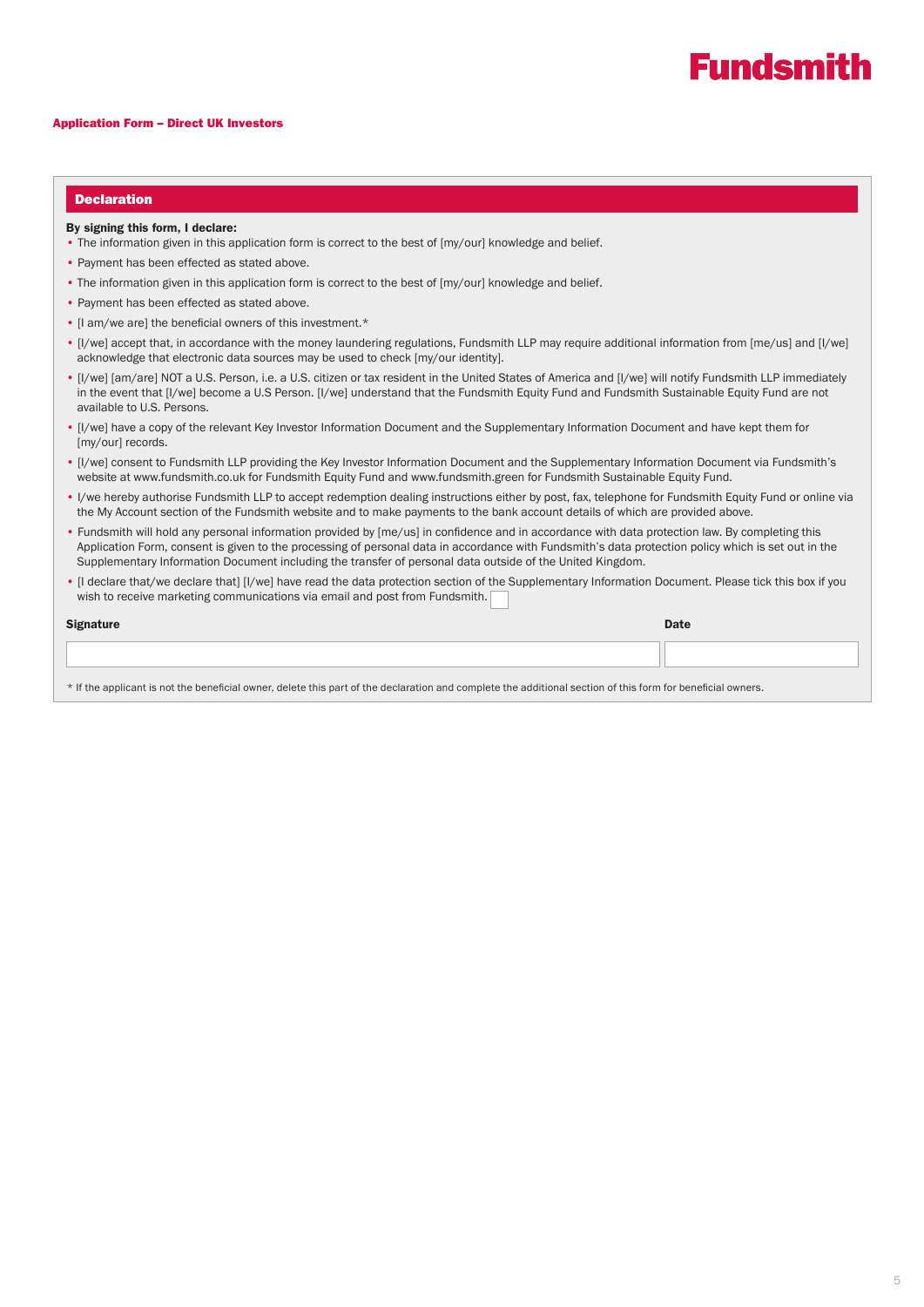Fundsmith

**Application Form – Direct UK Investors**

## Declaration

**By signing this form, I declare:**

- The information given in this application form is correct to the best of [my/our] knowledge and belief.
- Payment has been effected as stated above.
- The information given in this application form is correct to the best of [my/our] knowledge and belief.
- Payment has been effected as stated above.
- [I am/we are] the beneficial owners of this investment.*
- [I/we] accept that, in accordance with the money laundering regulations, Fundsmith LLP may require additional information from [me/us] and [I/we] acknowledge that electronic data sources may be used to check [my/our identity].
- [I/we] [am/are] NOT a U.S. Person, i.e. a U.S. citizen or tax resident in the United States of America and [I/we] will notify Fundsmith LLP immediately in the event that [I/we] become a U.S Person. [I/we] understand that the Fundsmith Equity Fund and Fundsmith Sustainable Equity Fund are not available to U.S. Persons.
- [I/we] have a copy of the relevant Key Investor Information Document and the Supplementary Information Document and have kept them for [my/our] records.
- [I/we] consent to Fundsmith LLP providing the Key Investor Information Document and the Supplementary Information Document via Fundsmith's website at www.fundsmith.co.uk for Fundsmith Equity Fund and www.fundsmith.green for Fundsmith Sustainable Equity Fund.
- I/we hereby authorise Fundsmith LLP to accept redemption dealing instructions either by post, fax, telephone for Fundsmith Equity Fund or online via the My Account section of the Fundsmith website and to make payments to the bank account details of which are provided above.
- Fundsmith will hold any personal information provided by [me/us] in confidence and in accordance with data protection law. By completing this Application Form, consent is given to the processing of personal data in accordance with Fundsmith's data protection policy which is set out in the Supplementary Information Document including the transfer of personal data outside of the United Kingdom.
- [I declare that/we declare that] [I/we] have read the data protection section of the Supplementary Information Document. Please tick this box if you wish to receive marketing communications via email and post from Fundsmith. ☐

| Signature | Date |
| --- | --- |
| | |

\* If the applicant is not the beneficial owner, delete this part of the declaration and complete the additional section of this form for beneficial owners.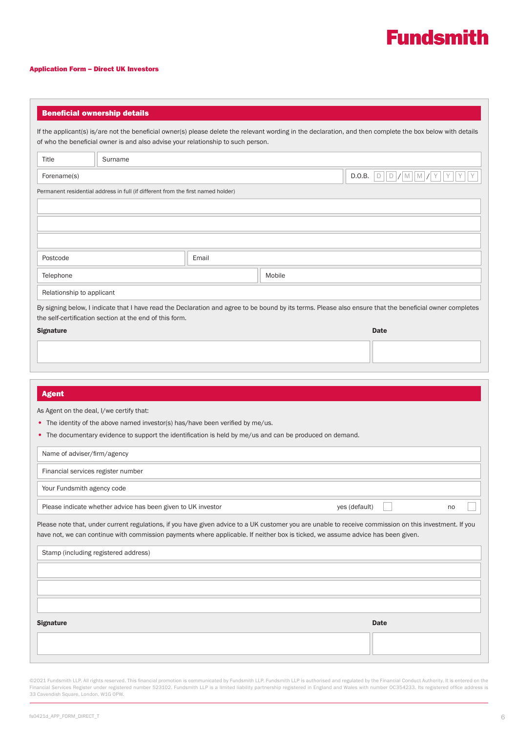# Fundsmith

**Application Form – Direct UK Investors**

## Beneficial ownership details

If the applicant(s) is/are not the beneficial owner(s) please delete the relevant wording in the declaration, and then complete the box below with details of who the beneficial owner is and also advise your relationship to such person.

| Title | Surname | |
|---|---|---|
| Forename(s) | | D.O.B. D D / M M / Y Y Y Y |

Permanent residential address in full (if different from the first named holder)

| |
|---|
| |
| |
| |

| Postcode | Email |
|---|---|
| Telephone | Mobile |
| Relationship to applicant | |

By signing below, I indicate that I have read the Declaration and agree to be bound by its terms. Please also ensure that the beneficial owner completes the self-certification section at the end of this form.

| **Signature** | **Date** |
|---|---|
| | |

## Agent

As Agent on the deal, I/we certify that:

- The identity of the above named investor(s) has/have been verified by me/us.
- The documentary evidence to support the identification is held by me/us and can be produced on demand.

| Name of adviser/firm/agency | | |
|---|---|---|
| Financial services register number | | |
| Your Fundsmith agency code | | |
| Please indicate whether advice has been given to UK investor | yes (default) ☐ | no ☐ |

Please note that, under current regulations, if you have given advice to a UK customer you are unable to receive commission on this investment. If you have not, we can continue with commission payments where applicable. If neither box is ticked, we assume advice has been given.

| Stamp (including registered address) |
|---|
| |
| |
| |

| **Signature** | **Date** |
|---|---|
| | |

©2021 Fundsmith LLP. All rights reserved. This financial promotion is communicated by Fundsmith LLP. Fundsmith LLP is authorised and regulated by the Financial Conduct Authority. It is entered on the Financial Services Register under registered number 523102. Fundsmith LLP is a limited liability partnership registered in England and Wales with number OC354233. Its registered office address is 33 Cavendish Square, London, W1G 0PW.

fs0421d_APP_FORM_DIRECT_T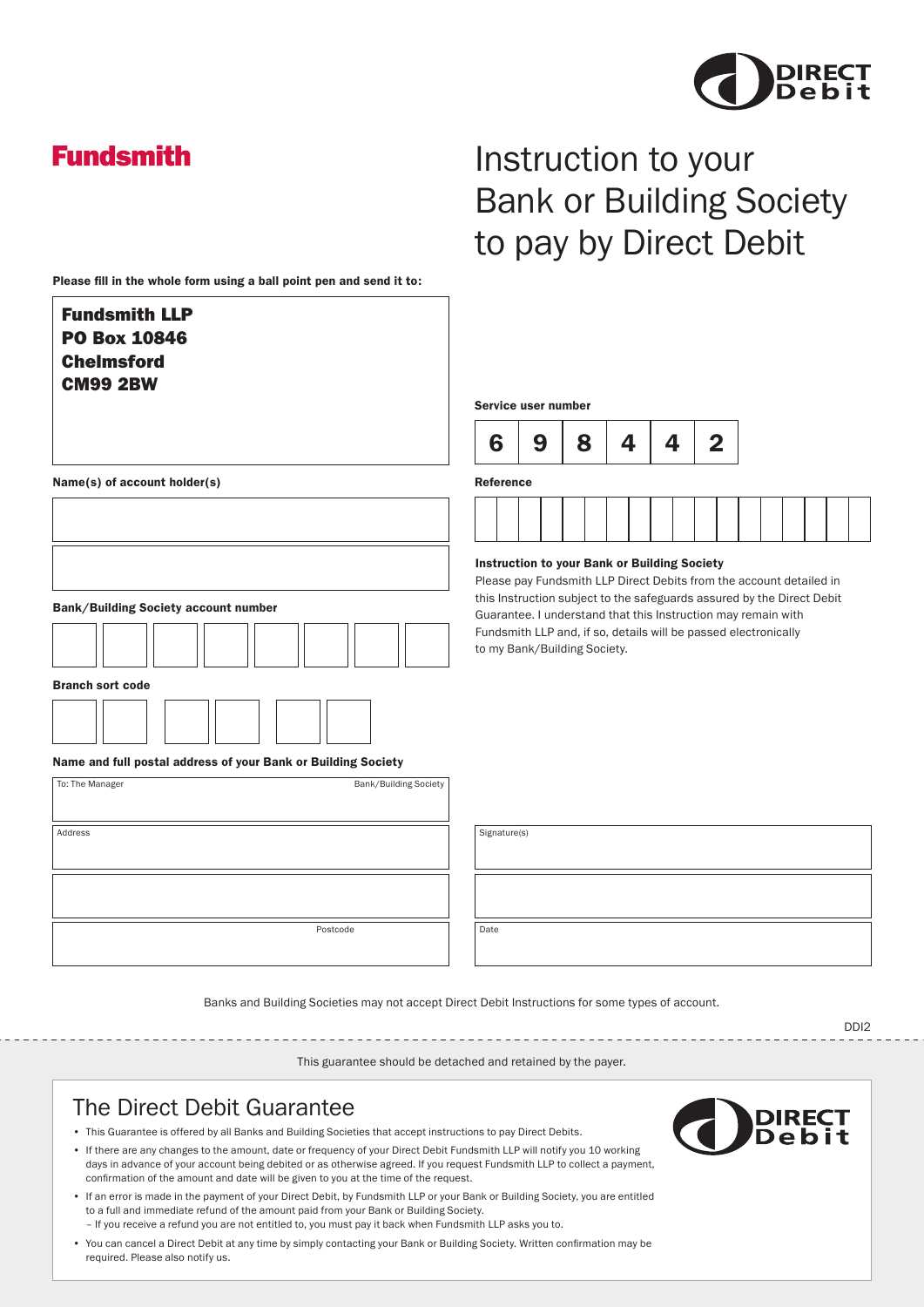DIRECT Debit

**Fundsmith**

# Instruction to your Bank or Building Society to pay by Direct Debit

**Please fill in the whole form using a ball point pen and send it to:**

**Fundsmith LLP**
**PO Box 10846**
**Chelmsford**
**CM99 2BW**

**Service user number**

| 6 | 9 | 8 | 4 | 4 | 2 |
|---|---|---|---|---|---|

**Name(s) of account holder(s)**

**Reference**

**Bank/Building Society account number**

**Branch sort code**

**Instruction to your Bank or Building Society**

Please pay Fundsmith LLP Direct Debits from the account detailed in this Instruction subject to the safeguards assured by the Direct Debit Guarantee. I understand that this Instruction may remain with Fundsmith LLP and, if so, details will be passed electronically to my Bank/Building Society.

**Name and full postal address of your Bank or Building Society**

To: The Manager Bank/Building Society

Address

Postcode

Signature(s)

Date

Banks and Building Societies may not accept Direct Debit Instructions for some types of account.

DDI2

This guarantee should be detached and retained by the payer.

## The Direct Debit Guarantee

- This Guarantee is offered by all Banks and Building Societies that accept instructions to pay Direct Debits.
- If there are any changes to the amount, date or frequency of your Direct Debit Fundsmith LLP will notify you 10 working days in advance of your account being debited or as otherwise agreed. If you request Fundsmith LLP to collect a payment, confirmation of the amount and date will be given to you at the time of the request.
- If an error is made in the payment of your Direct Debit, by Fundsmith LLP or your Bank or Building Society, you are entitled to a full and immediate refund of the amount paid from your Bank or Building Society.
  – If you receive a refund you are not entitled to, you must pay it back when Fundsmith LLP asks you to.
- You can cancel a Direct Debit at any time by simply contacting your Bank or Building Society. Written confirmation may be required. Please also notify us.